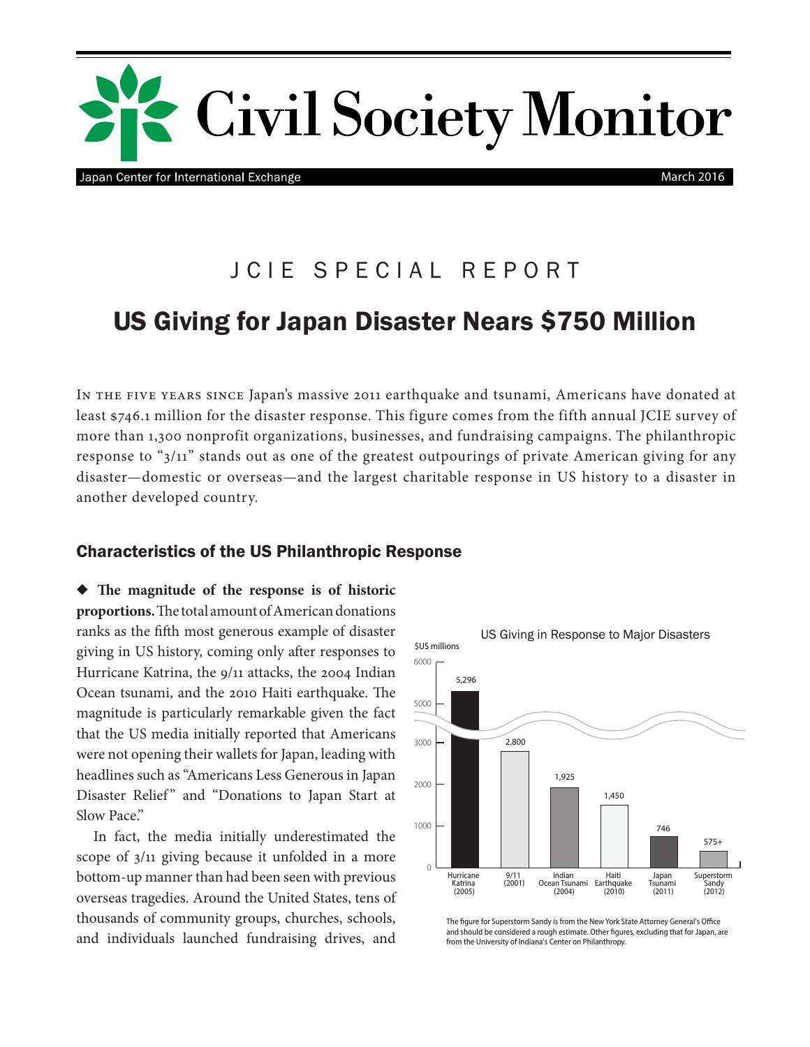# Civil Society Monitor

Japan Center for International Exchange

March 2016

## JCIE SPECIAL REPORT

# US Giving for Japan Disaster Nears $750 Million

In the five years since Japan's massive 2011 earthquake and tsunami, Americans have donated at least $746.1 million for the disaster response. This figure comes from the fifth annual JCIE survey of more than 1,300 nonprofit organizations, businesses, and fundraising campaigns. The philanthropic response to "3/11" stands out as one of the greatest outpourings of private American giving for any disaster—domestic or overseas—and the largest charitable response in US history to a disaster in another developed country.

## Characteristics of the US Philanthropic Response

◆ **The magnitude of the response is of historic proportions.** The total amount of American donations ranks as the fifth most generous example of disaster giving in US history, coming only after responses to Hurricane Katrina, the 9/11 attacks, the 2004 Indian Ocean tsunami, and the 2010 Haiti earthquake. The magnitude is particularly remarkable given the fact that the US media initially reported that Americans were not opening their wallets for Japan, leading with headlines such as "Americans Less Generous in Japan Disaster Relief" and "Donations to Japan Start at Slow Pace."

In fact, the media initially underestimated the scope of 3/11 giving because it unfolded in a more bottom-up manner than had been seen with previous overseas tragedies. Around the United States, tens of thousands of community groups, churches, schools, and individuals launched fundraising drives, and

US Giving in Response to Major Disasters

| Disaster | $US millions |
|---|---|
| Hurricane Katrina (2005) | 5,296 |
| 9/11 (2001) | 2,800 |
| Indian Ocean Tsunami (2004) | 1,925 |
| Haiti Earthquake (2010) | 1,450 |
| Japan Tsunami (2011) | 746 |
| Superstorm Sandy (2012) | 575+ |

The figure for Superstorm Sandy is from the New York State Attorney General's Office and should be considered a rough estimate. Other figures, excluding that for Japan, are from the University of Indiana's Center on Philanthropy.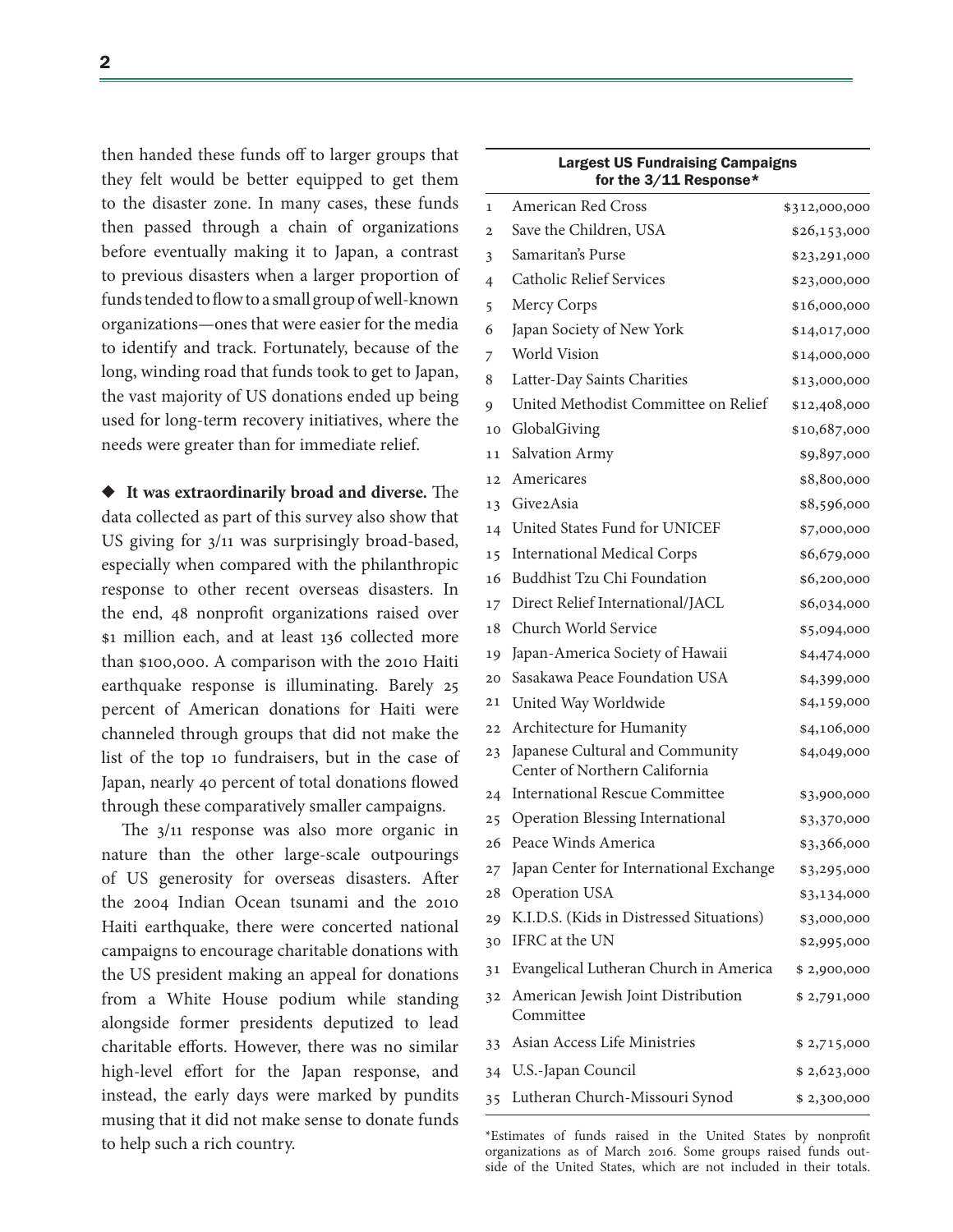then handed these funds off to larger groups that they felt would be better equipped to get them to the disaster zone. In many cases, these funds then passed through a chain of organizations before eventually making it to Japan, a contrast to previous disasters when a larger proportion of funds tended to flow to a small group of well-known organizations—ones that were easier for the media to identify and track. Fortunately, because of the long, winding road that funds took to get to Japan, the vast majority of US donations ended up being used for long-term recovery initiatives, where the needs were greater than for immediate relief.

◆ **It was extraordinarily broad and diverse.** The data collected as part of this survey also show that US giving for 3/11 was surprisingly broad-based, especially when compared with the philanthropic response to other recent overseas disasters. In the end, 48 nonprofit organizations raised over $1 million each, and at least 136 collected more than $100,000. A comparison with the 2010 Haiti earthquake response is illuminating. Barely 25 percent of American donations for Haiti were channeled through groups that did not make the list of the top 10 fundraisers, but in the case of Japan, nearly 40 percent of total donations flowed through these comparatively smaller campaigns.

The 3/11 response was also more organic in nature than the other large-scale outpourings of US generosity for overseas disasters. After the 2004 Indian Ocean tsunami and the 2010 Haiti earthquake, there were concerted national campaigns to encourage charitable donations with the US president making an appeal for donations from a White House podium while standing alongside former presidents deputized to lead charitable efforts. However, there was no similar high-level effort for the Japan response, and instead, the early days were marked by pundits musing that it did not make sense to donate funds to help such a rich country.

**Largest US Fundraising Campaigns for the 3/11 Response***

| | | |
|---|---|---|
| 1 | American Red Cross | $312,000,000 |
| 2 | Save the Children, USA | $26,153,000 |
| 3 | Samaritan's Purse | $23,291,000 |
| 4 | Catholic Relief Services | $23,000,000 |
| 5 | Mercy Corps | $16,000,000 |
| 6 | Japan Society of New York | $14,017,000 |
| 7 | World Vision | $14,000,000 |
| 8 | Latter-Day Saints Charities | $13,000,000 |
| 9 | United Methodist Committee on Relief | $12,408,000 |
| 10 | GlobalGiving | $10,687,000 |
| 11 | Salvation Army | $9,897,000 |
| 12 | Americares | $8,800,000 |
| 13 | Give2Asia | $8,596,000 |
| 14 | United States Fund for UNICEF | $7,000,000 |
| 15 | International Medical Corps | $6,679,000 |
| 16 | Buddhist Tzu Chi Foundation | $6,200,000 |
| 17 | Direct Relief International/JACL | $6,034,000 |
| 18 | Church World Service | $5,094,000 |
| 19 | Japan-America Society of Hawaii | $4,474,000 |
| 20 | Sasakawa Peace Foundation USA | $4,399,000 |
| 21 | United Way Worldwide | $4,159,000 |
| 22 | Architecture for Humanity | $4,106,000 |
| 23 | Japanese Cultural and Community Center of Northern California | $4,049,000 |
| 24 | International Rescue Committee | $3,900,000 |
| 25 | Operation Blessing International | $3,370,000 |
| 26 | Peace Winds America | $3,366,000 |
| 27 | Japan Center for International Exchange | $3,295,000 |
| 28 | Operation USA | $3,134,000 |
| 29 | K.I.D.S. (Kids in Distressed Situations) | $3,000,000 |
| 30 | IFRC at the UN | $2,995,000 |
| 31 | Evangelical Lutheran Church in America | $ 2,900,000 |
| 32 | American Jewish Joint Distribution Committee | $ 2,791,000 |
| 33 | Asian Access Life Ministries | $ 2,715,000 |
| 34 | U.S.-Japan Council | $ 2,623,000 |
| 35 | Lutheran Church-Missouri Synod | $ 2,300,000 |

*Estimates of funds raised in the United States by nonprofit organizations as of March 2016. Some groups raised funds outside of the United States, which are not included in their totals.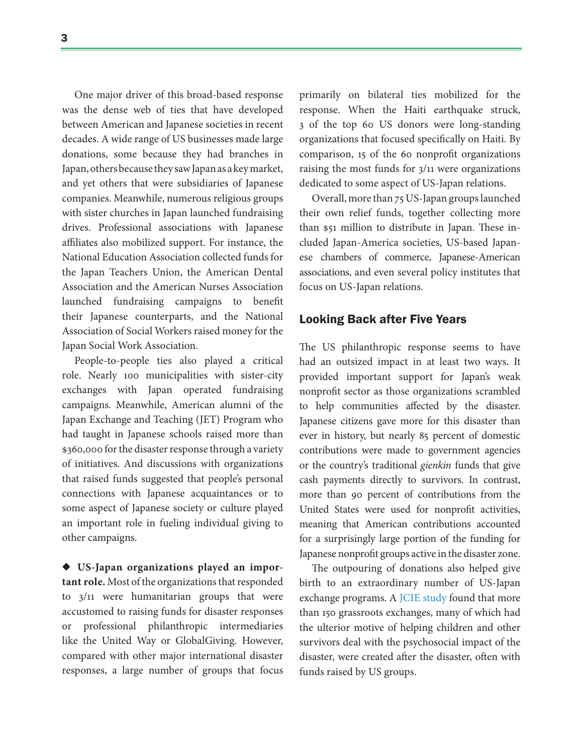One major driver of this broad-based response was the dense web of ties that have developed between American and Japanese societies in recent decades. A wide range of US businesses made large donations, some because they had branches in Japan, others because they saw Japan as a key market, and yet others that were subsidiaries of Japanese companies. Meanwhile, numerous religious groups with sister churches in Japan launched fundraising drives. Professional associations with Japanese affiliates also mobilized support. For instance, the National Education Association collected funds for the Japan Teachers Union, the American Dental Association and the American Nurses Association launched fundraising campaigns to benefit their Japanese counterparts, and the National Association of Social Workers raised money for the Japan Social Work Association.

People-to-people ties also played a critical role. Nearly 100 municipalities with sister-city exchanges with Japan operated fundraising campaigns. Meanwhile, American alumni of the Japan Exchange and Teaching (JET) Program who had taught in Japanese schools raised more than $360,000 for the disaster response through a variety of initiatives. And discussions with organizations that raised funds suggested that people's personal connections with Japanese acquaintances or to some aspect of Japanese society or culture played an important role in fueling individual giving to other campaigns.

◆ **US-Japan organizations played an important role.** Most of the organizations that responded to 3/11 were humanitarian groups that were accustomed to raising funds for disaster responses or professional philanthropic intermediaries like the United Way or GlobalGiving. However, compared with other major international disaster responses, a large number of groups that focus primarily on bilateral ties mobilized for the response. When the Haiti earthquake struck, 3 of the top 60 US donors were long-standing organizations that focused specifically on Haiti. By comparison, 15 of the 60 nonprofit organizations raising the most funds for 3/11 were organizations dedicated to some aspect of US-Japan relations.

Overall, more than 75 US-Japan groups launched their own relief funds, together collecting more than $51 million to distribute in Japan. These included Japan-America societies, US-based Japanese chambers of commerce, Japanese-American associations, and even several policy institutes that focus on US-Japan relations.

## Looking Back after Five Years

The US philanthropic response seems to have had an outsized impact in at least two ways. It provided important support for Japan's weak nonprofit sector as those organizations scrambled to help communities affected by the disaster. Japanese citizens gave more for this disaster than ever in history, but nearly 85 percent of domestic contributions were made to government agencies or the country's traditional *gienkin* funds that give cash payments directly to survivors. In contrast, more than 90 percent of contributions from the United States were used for nonprofit activities, meaning that American contributions accounted for a surprisingly large portion of the funding for Japanese nonprofit groups active in the disaster zone.

The outpouring of donations also helped give birth to an extraordinary number of US-Japan exchange programs. A JCIE study found that more than 150 grassroots exchanges, many of which had the ulterior motive of helping children and other survivors deal with the psychosocial impact of the disaster, were created after the disaster, often with funds raised by US groups.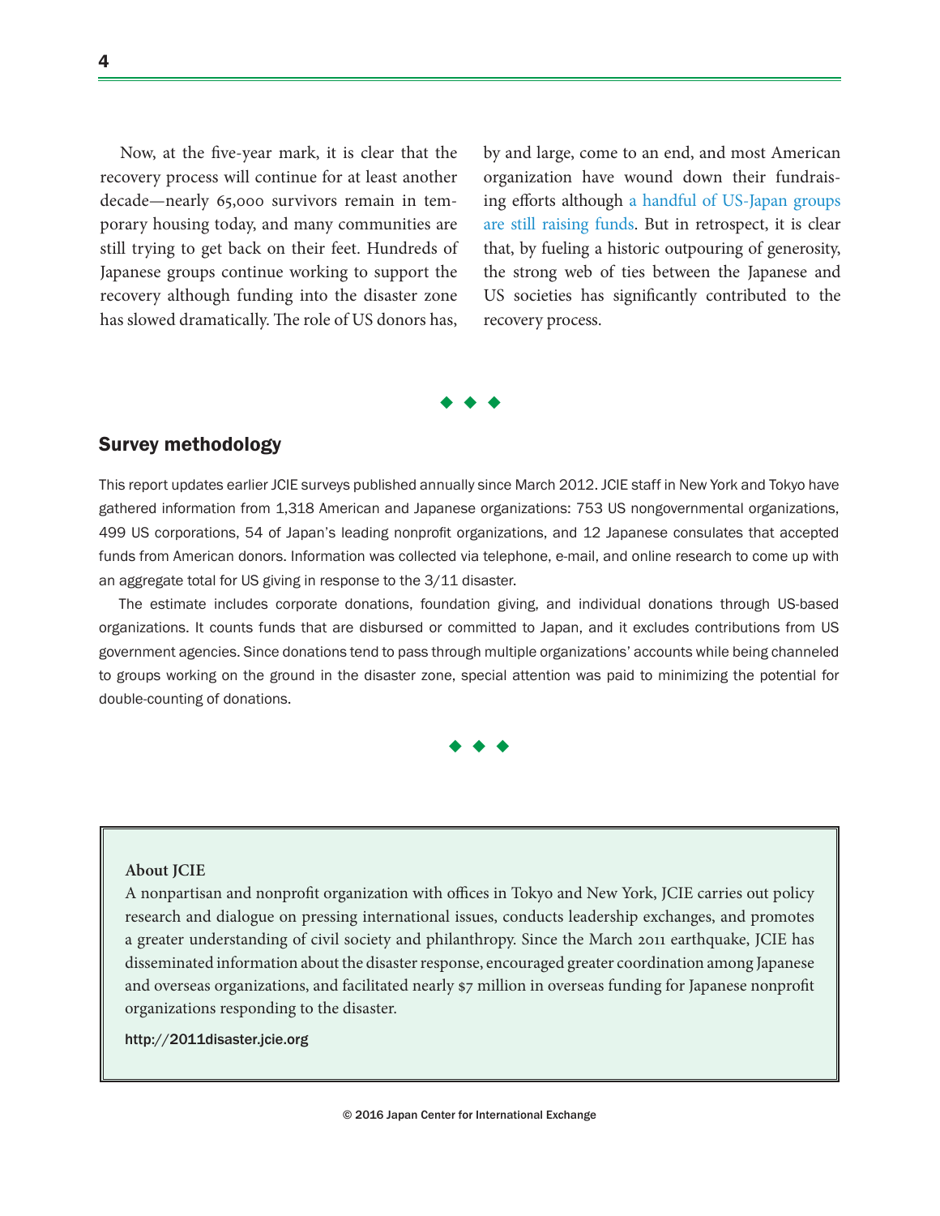Now, at the five-year mark, it is clear that the recovery process will continue for at least another decade—nearly 65,000 survivors remain in temporary housing today, and many communities are still trying to get back on their feet. Hundreds of Japanese groups continue working to support the recovery although funding into the disaster zone has slowed dramatically. The role of US donors has, by and large, come to an end, and most American organization have wound down their fundraising efforts although a handful of US-Japan groups are still raising funds. But in retrospect, it is clear that, by fueling a historic outpouring of generosity, the strong web of ties between the Japanese and US societies has significantly contributed to the recovery process.

◆ ◆ ◆

## Survey methodology

This report updates earlier JCIE surveys published annually since March 2012. JCIE staff in New York and Tokyo have gathered information from 1,318 American and Japanese organizations: 753 US nongovernmental organizations, 499 US corporations, 54 of Japan's leading nonprofit organizations, and 12 Japanese consulates that accepted funds from American donors. Information was collected via telephone, e-mail, and online research to come up with an aggregate total for US giving in response to the 3/11 disaster.

The estimate includes corporate donations, foundation giving, and individual donations through US-based organizations. It counts funds that are disbursed or committed to Japan, and it excludes contributions from US government agencies. Since donations tend to pass through multiple organizations' accounts while being channeled to groups working on the ground in the disaster zone, special attention was paid to minimizing the potential for double-counting of donations.

◆ ◆ ◆

**About JCIE**

A nonpartisan and nonprofit organization with offices in Tokyo and New York, JCIE carries out policy research and dialogue on pressing international issues, conducts leadership exchanges, and promotes a greater understanding of civil society and philanthropy. Since the March 2011 earthquake, JCIE has disseminated information about the disaster response, encouraged greater coordination among Japanese and overseas organizations, and facilitated nearly $7 million in overseas funding for Japanese nonprofit organizations responding to the disaster.

**http://2011disaster.jcie.org**

© 2016 Japan Center for International Exchange